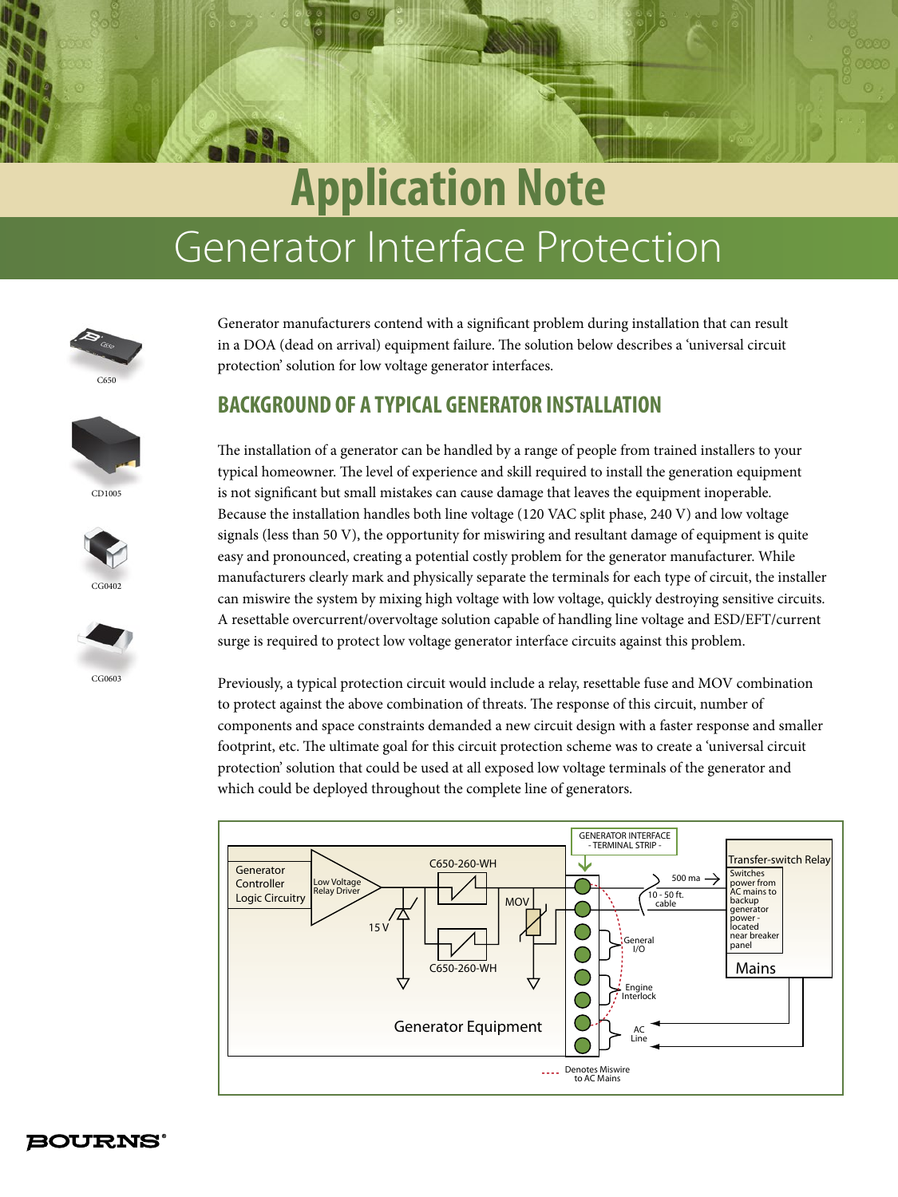# Application Note

## Generator Interface Protection

Generator manufacturers contend with a significant problem during installation that can result in a DOA (dead on arrival) equipment failure. The solution below describes a 'universal circuit protection' solution for low voltage generator interfaces.

## BACKGROUND OF A TYPICAL GENERATOR INSTALLATION

The installation of a generator can be handled by a range of people from trained installers to your typical homeowner. The level of experience and skill required to install the generation equipment is not significant but small mistakes can cause damage that leaves the equipment inoperable. Because the installation handles both line voltage (120 VAC split phase, 240 V) and low voltage signals (less than 50 V), the opportunity for miswiring and resultant damage of equipment is quite easy and pronounced, creating a potential costly problem for the generator manufacturer. While manufacturers clearly mark and physically separate the terminals for each type of circuit, the installer can miswire the system by mixing high voltage with low voltage, quickly destroying sensitive circuits. A resettable overcurrent/overvoltage solution capable of handling line voltage and ESD/EFT/current surge is required to protect low voltage generator interface circuits against this problem.

Previously, a typical protection circuit would include a relay, resettable fuse and MOV combination to protect against the above combination of threats. The response of this circuit, number of components and space constraints demanded a new circuit design with a faster response and smaller footprint, etc. The ultimate goal for this circuit protection scheme was to create a 'universal circuit protection' solution that could be used at all exposed low voltage terminals of the generator and which could be deployed throughout the complete line of generators.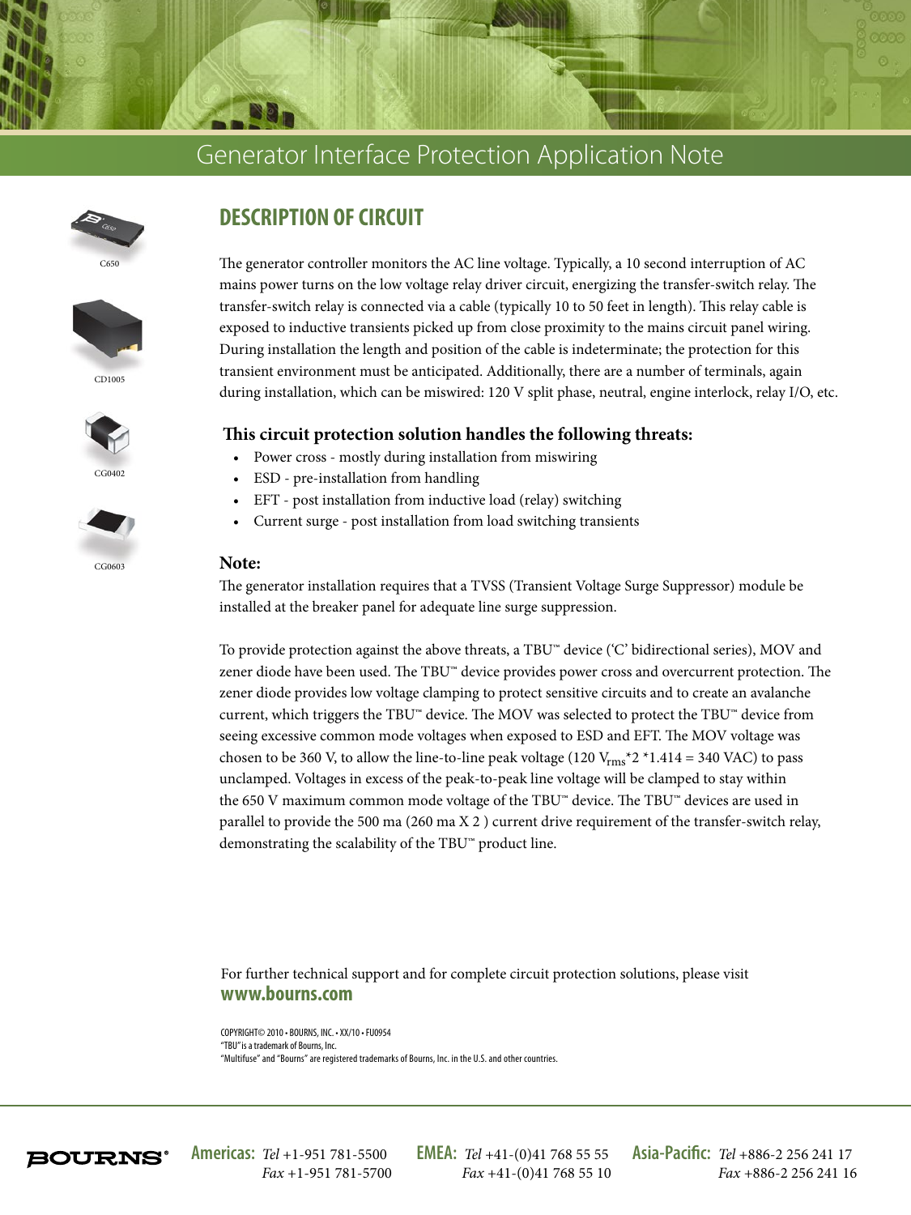# Generator Interface Protection Application Note

C650

CD1005

CG0402

CG0603

## DESCRIPTION OF CIRCUIT

The generator controller monitors the AC line voltage. Typically, a 10 second interruption of AC mains power turns on the low voltage relay driver circuit, energizing the transfer-switch relay. The transfer-switch relay is connected via a cable (typically 10 to 50 feet in length). This relay cable is exposed to inductive transients picked up from close proximity to the mains circuit panel wiring. During installation the length and position of the cable is indeterminate; the protection for this transient environment must be anticipated. Additionally, there are a number of terminals, again during installation, which can be miswired: 120 V split phase, neutral, engine interlock, relay I/O, etc.

### This circuit protection solution handles the following threats:

- Power cross - mostly during installation from miswiring
- ESD - pre-installation from handling
- EFT - post installation from inductive load (relay) switching
- Current surge - post installation from load switching transients

**Note:**

The generator installation requires that a TVSS (Transient Voltage Surge Suppressor) module be installed at the breaker panel for adequate line surge suppression.

To provide protection against the above threats, a TBU™ device ('C' bidirectional series), MOV and zener diode have been used. The TBU™ device provides power cross and overcurrent protection. The zener diode provides low voltage clamping to protect sensitive circuits and to create an avalanche current, which triggers the TBU™ device. The MOV was selected to protect the TBU™ device from seeing excessive common mode voltages when exposed to ESD and EFT. The MOV voltage was chosen to be 360 V, to allow the line-to-line peak voltage (120 $V_{rms}$*2 *1.414 = 340 VAC) to pass unclamped. Voltages in excess of the peak-to-peak line voltage will be clamped to stay within the 650 V maximum common mode voltage of the TBU™ device. The TBU™ devices are used in parallel to provide the 500 ma (260 ma X 2 ) current drive requirement of the transfer-switch relay, demonstrating the scalability of the TBU™ product line.

For further technical support and for complete circuit protection solutions, please visit
**www.bourns.com**

COPYRIGHT© 2010 • BOURNS, INC. • XX/10 • FU0954
"TBU" is a trademark of Bourns, Inc.
"Multifuse" and "Bourns" are registered trademarks of Bourns, Inc. in the U.S. and other countries.

BOURNS®

**Americas:** *Tel* +1-951 781-5500
*Fax* +1-951 781-5700

**EMEA:** *Tel* +41-(0)41 768 55 55
*Fax* +41-(0)41 768 55 10

**Asia-Pacific:** *Tel* +886-2 256 241 17
*Fax* +886-2 256 241 16